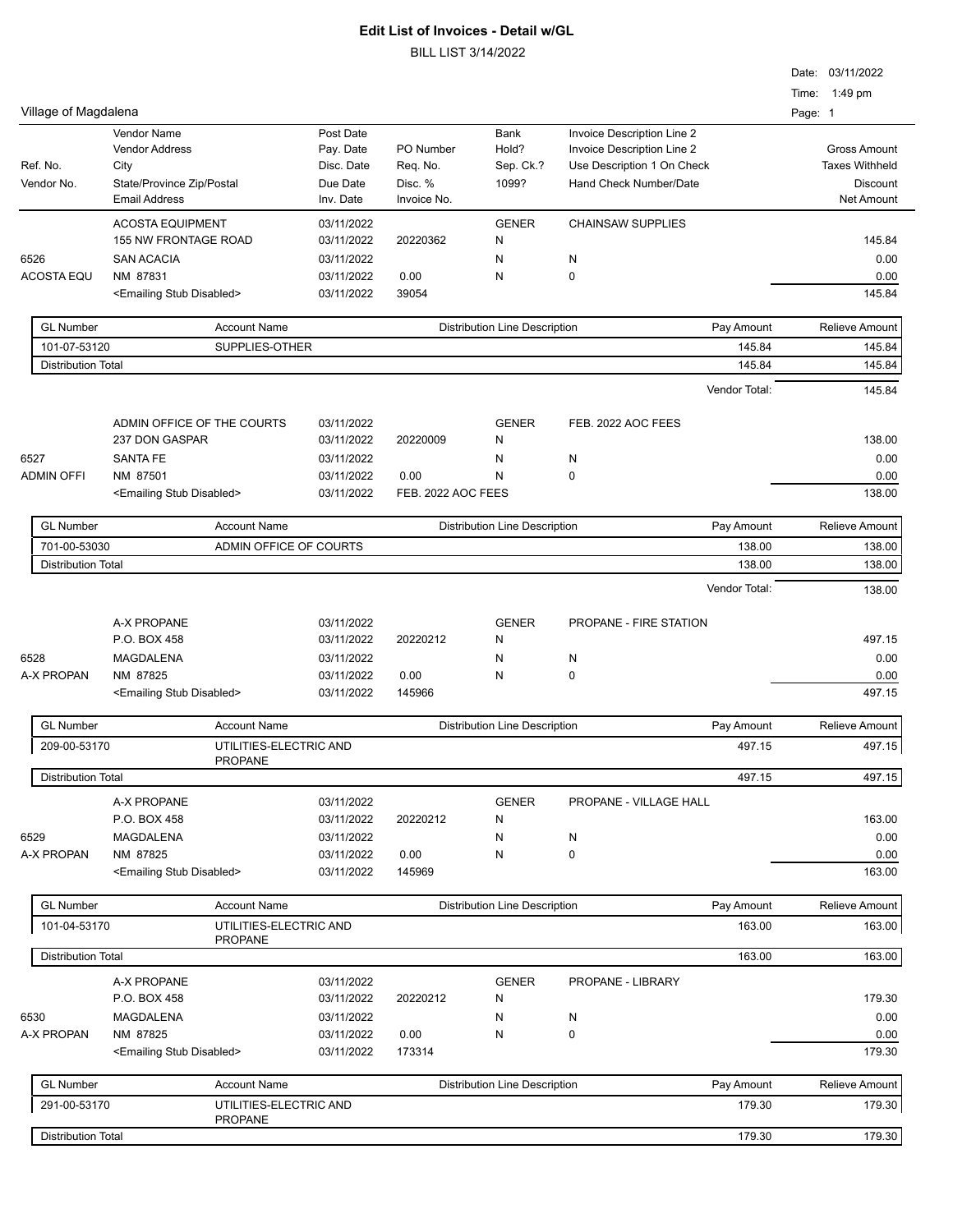# Edit List of Invoices - Detail w/GL

BILL LIST 3/14/2022

Date: 03/11/2022
Time: 1:49 pm

Village of Magdalena

| Ref. No. / Vendor No. | Vendor Name / Vendor Address / City / State/Province Zip/Postal / Email Address | Post Date / Pay. Date / Disc. Date / Due Date / Inv. Date | PO Number / Req. No. / Disc. % / Invoice No. | Bank / Hold? / Sep. Ck.? / 1099? | Invoice Description Line 2 / Invoice Description Line 2 / Use Description 1 On Check / Hand Check Number/Date | Gross Amount / Taxes Withheld / Discount / Net Amount |
|---|---|---|---|---|---|---|
| | ACOSTA EQUIPMENT | 03/11/2022 | | GENER | CHAINSAW SUPPLIES | |
| | 155 NW FRONTAGE ROAD | 03/11/2022 | 20220362 | N | | 145.84 |
| 6526 | SAN ACACIA | 03/11/2022 | | N | N | 0.00 |
| ACOSTA EQU | NM 87831 | 03/11/2022 | 0.00 | N | 0 | 0.00 |
| | <Emailing Stub Disabled> | 03/11/2022 | 39054 | | | 145.84 |

| GL Number | Account Name | Distribution Line Description | Pay Amount | Relieve Amount |
|---|---|---|---|---|
| 101-07-53120 | SUPPLIES-OTHER | | 145.84 | 145.84 |
| Distribution Total | | | 145.84 | 145.84 |

Vendor Total: 145.84

| Ref. No. / Vendor No. | Vendor Name / Address | Dates | PO Number / Invoice No. | Bank / Hold? / Sep. Ck.? / 1099? | Description | Amount |
|---|---|---|---|---|---|---|
| | ADMIN OFFICE OF THE COURTS | 03/11/2022 | | GENER | FEB. 2022 AOC FEES | |
| | 237 DON GASPAR | 03/11/2022 | 20220009 | N | | 138.00 |
| 6527 | SANTA FE | 03/11/2022 | | N | N | 0.00 |
| ADMIN OFFI | NM 87501 | 03/11/2022 | 0.00 | N | 0 | 0.00 |
| | <Emailing Stub Disabled> | 03/11/2022 | FEB. 2022 AOC FEES | | | 138.00 |

| GL Number | Account Name | Distribution Line Description | Pay Amount | Relieve Amount |
|---|---|---|---|---|
| 701-00-53030 | ADMIN OFFICE OF COURTS | | 138.00 | 138.00 |
| Distribution Total | | | 138.00 | 138.00 |

Vendor Total: 138.00

| Ref. No. / Vendor No. | Vendor Name / Address | Dates | PO Number / Invoice No. | Bank / Hold? / Sep. Ck.? / 1099? | Description | Amount |
|---|---|---|---|---|---|---|
| | A-X PROPANE | 03/11/2022 | | GENER | PROPANE - FIRE STATION | |
| | P.O. BOX 458 | 03/11/2022 | 20220212 | N | | 497.15 |
| 6528 | MAGDALENA | 03/11/2022 | | N | N | 0.00 |
| A-X PROPAN | NM 87825 | 03/11/2022 | 0.00 | N | 0 | 0.00 |
| | <Emailing Stub Disabled> | 03/11/2022 | 145966 | | | 497.15 |

| GL Number | Account Name | Distribution Line Description | Pay Amount | Relieve Amount |
|---|---|---|---|---|
| 209-00-53170 | UTILITIES-ELECTRIC AND PROPANE | | 497.15 | 497.15 |
| Distribution Total | | | 497.15 | 497.15 |

| Ref. No. / Vendor No. | Vendor Name / Address | Dates | PO Number / Invoice No. | Bank / Hold? / Sep. Ck.? / 1099? | Description | Amount |
|---|---|---|---|---|---|---|
| | A-X PROPANE | 03/11/2022 | | GENER | PROPANE - VILLAGE HALL | |
| | P.O. BOX 458 | 03/11/2022 | 20220212 | N | | 163.00 |
| 6529 | MAGDALENA | 03/11/2022 | | N | N | 0.00 |
| A-X PROPAN | NM 87825 | 03/11/2022 | 0.00 | N | 0 | 0.00 |
| | <Emailing Stub Disabled> | 03/11/2022 | 145969 | | | 163.00 |

| GL Number | Account Name | Distribution Line Description | Pay Amount | Relieve Amount |
|---|---|---|---|---|
| 101-04-53170 | UTILITIES-ELECTRIC AND PROPANE | | 163.00 | 163.00 |
| Distribution Total | | | 163.00 | 163.00 |

| Ref. No. / Vendor No. | Vendor Name / Address | Dates | PO Number / Invoice No. | Bank / Hold? / Sep. Ck.? / 1099? | Description | Amount |
|---|---|---|---|---|---|---|
| | A-X PROPANE | 03/11/2022 | | GENER | PROPANE - LIBRARY | |
| | P.O. BOX 458 | 03/11/2022 | 20220212 | N | | 179.30 |
| 6530 | MAGDALENA | 03/11/2022 | | N | N | 0.00 |
| A-X PROPAN | NM 87825 | 03/11/2022 | 0.00 | N | 0 | 0.00 |
| | <Emailing Stub Disabled> | 03/11/2022 | 173314 | | | 179.30 |

| GL Number | Account Name | Distribution Line Description | Pay Amount | Relieve Amount |
|---|---|---|---|---|
| 291-00-53170 | UTILITIES-ELECTRIC AND PROPANE | | 179.30 | 179.30 |
| Distribution Total | | | 179.30 | 179.30 |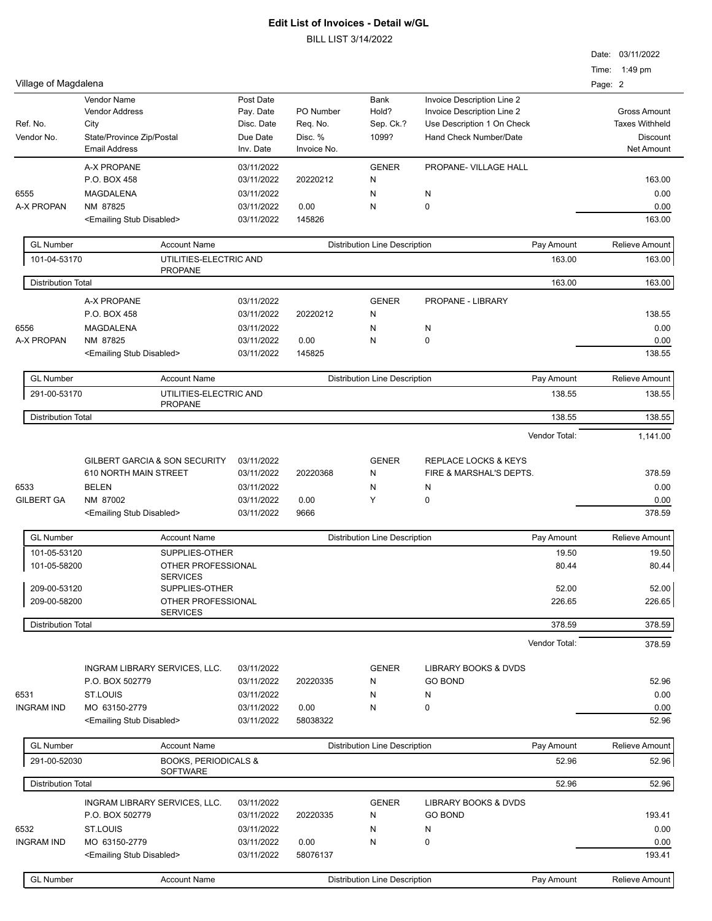# Edit List of Invoices - Detail w/GL

BILL LIST 3/14/2022

Date: 03/11/2022
Time: 1:49 pm
Page: 2

Village of Magdalena

| Ref. No. / Vendor No. | Vendor Name / Vendor Address / City / State/Province Zip/Postal / Email Address | Post Date / Pay. Date / Disc. Date / Due Date / Inv. Date | PO Number / Req. No. / Disc. % / Invoice No. | Bank / Hold? / Sep. Ck.? / 1099? | Invoice Description Line 2 / Invoice Description Line 2 / Use Description 1 On Check / Hand Check Number/Date | Gross Amount / Taxes Withheld / Discount / Net Amount |
|---|---|---|---|---|---|---|

| | A-X PROPANE | 03/11/2022 | | GENER | PROPANE- VILLAGE HALL | |
|---|---|---|---|---|---|---|
| | P.O. BOX 458 | 03/11/2022 | 20220212 | N | | 163.00 |
| 6555 | MAGDALENA | 03/11/2022 | | N | N | 0.00 |
| A-X PROPAN | NM 87825 | 03/11/2022 | 0.00 | N | 0 | 0.00 |
| | <Emailing Stub Disabled> | 03/11/2022 | 145826 | | | 163.00 |

| GL Number | Account Name | Distribution Line Description | Pay Amount | Relieve Amount |
|---|---|---|---|---|
| 101-04-53170 | UTILITIES-ELECTRIC AND PROPANE | | 163.00 | 163.00 |
| Distribution Total | | | 163.00 | 163.00 |

| | A-X PROPANE | 03/11/2022 | | GENER | PROPANE - LIBRARY | |
|---|---|---|---|---|---|---|
| | P.O. BOX 458 | 03/11/2022 | 20220212 | N | | 138.55 |
| 6556 | MAGDALENA | 03/11/2022 | | N | N | 0.00 |
| A-X PROPAN | NM 87825 | 03/11/2022 | 0.00 | N | 0 | 0.00 |
| | <Emailing Stub Disabled> | 03/11/2022 | 145825 | | | 138.55 |

| GL Number | Account Name | Distribution Line Description | Pay Amount | Relieve Amount |
|---|---|---|---|---|
| 291-00-53170 | UTILITIES-ELECTRIC AND PROPANE | | 138.55 | 138.55 |
| Distribution Total | | | 138.55 | 138.55 |

Vendor Total: 1,141.00

| | GILBERT GARCIA & SON SECURITY | 03/11/2022 | | GENER | REPLACE LOCKS & KEYS | |
|---|---|---|---|---|---|---|
| | 610 NORTH MAIN STREET | 03/11/2022 | 20220368 | N | FIRE & MARSHAL'S DEPTS. | 378.59 |
| 6533 | BELEN | 03/11/2022 | | N | N | 0.00 |
| GILBERT GA | NM 87002 | 03/11/2022 | 0.00 | Y | 0 | 0.00 |
| | <Emailing Stub Disabled> | 03/11/2022 | 9666 | | | 378.59 |

| GL Number | Account Name | Distribution Line Description | Pay Amount | Relieve Amount |
|---|---|---|---|---|
| 101-05-53120 | SUPPLIES-OTHER | | 19.50 | 19.50 |
| 101-05-58200 | OTHER PROFESSIONAL SERVICES | | 80.44 | 80.44 |
| 209-00-53120 | SUPPLIES-OTHER | | 52.00 | 52.00 |
| 209-00-58200 | OTHER PROFESSIONAL SERVICES | | 226.65 | 226.65 |
| Distribution Total | | | 378.59 | 378.59 |

Vendor Total: 378.59

| | INGRAM LIBRARY SERVICES, LLC. | 03/11/2022 | | GENER | LIBRARY BOOKS & DVDS | |
|---|---|---|---|---|---|---|
| | P.O. BOX 502779 | 03/11/2022 | 20220335 | N | GO BOND | 52.96 |
| 6531 | ST.LOUIS | 03/11/2022 | | N | N | 0.00 |
| INGRAM IND | MO 63150-2779 | 03/11/2022 | 0.00 | N | 0 | 0.00 |
| | <Emailing Stub Disabled> | 03/11/2022 | 58038322 | | | 52.96 |

| GL Number | Account Name | Distribution Line Description | Pay Amount | Relieve Amount |
|---|---|---|---|---|
| 291-00-52030 | BOOKS, PERIODICALS & SOFTWARE | | 52.96 | 52.96 |
| Distribution Total | | | 52.96 | 52.96 |

| | INGRAM LIBRARY SERVICES, LLC. | 03/11/2022 | | GENER | LIBRARY BOOKS & DVDS | |
|---|---|---|---|---|---|---|
| | P.O. BOX 502779 | 03/11/2022 | 20220335 | N | GO BOND | 193.41 |
| 6532 | ST.LOUIS | 03/11/2022 | | N | N | 0.00 |
| INGRAM IND | MO 63150-2779 | 03/11/2022 | 0.00 | N | 0 | 0.00 |
| | <Emailing Stub Disabled> | 03/11/2022 | 58076137 | | | 193.41 |

| GL Number | Account Name | Distribution Line Description | Pay Amount | Relieve Amount |
|---|---|---|---|---|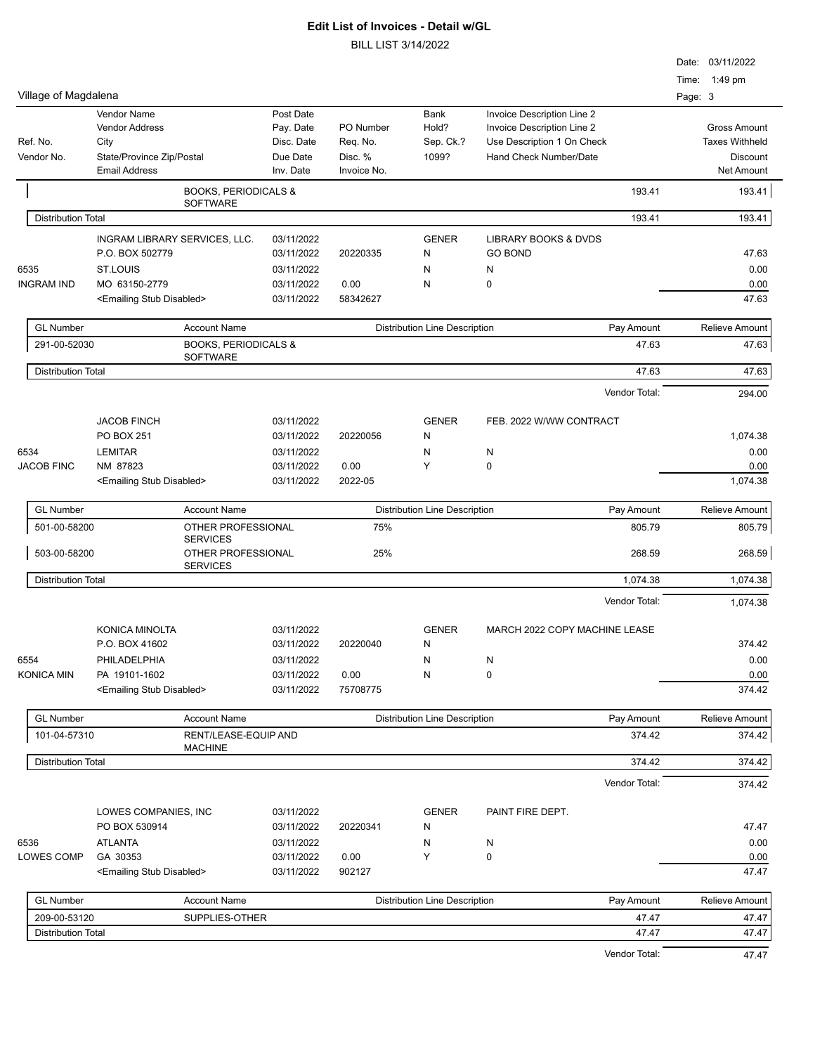# Edit List of Invoices - Detail w/GL

BILL LIST 3/14/2022

Date: 03/11/2022
Time: 1:49 pm

Village of Magdalena

| Ref. No. / Vendor No. | Vendor Name / Vendor Address / City / State/Province Zip/Postal / Email Address | Post Date / Pay. Date / Disc. Date / Due Date / Inv. Date | PO Number / Req. No. / Disc. % / Invoice No. | Bank / Hold? / Sep. Ck.? / 1099? | Invoice Description Line 2 / Invoice Description Line 2 / Use Description 1 On Check / Hand Check Number/Date | Gross Amount / Taxes Withheld / Discount / Net Amount |
|---|---|---|---|---|---|---|

| GL Number | Account Name | Distribution Line Description | Pay Amount | Relieve Amount |
|---|---|---|---|---|
| | BOOKS, PERIODICALS & SOFTWARE | | 193.41 | 193.41 |
| Distribution Total | | | 193.41 | 193.41 |

| Ref. No. / Vendor No. | Vendor | Dates | PO / Req / Disc % / Invoice No. | Bank / Hold? / Sep. Ck.? / 1099? | Description | Amounts |
|---|---|---|---|---|---|---|
| | INGRAM LIBRARY SERVICES, LLC. | 03/11/2022 | | GENER | LIBRARY BOOKS & DVDS | |
| | P.O. BOX 502779 | 03/11/2022 | 20220335 | N | GO BOND | 47.63 |
| 6535 | ST.LOUIS | 03/11/2022 | | N | N | 0.00 |
| INGRAM IND | MO 63150-2779 | 03/11/2022 | 0.00 | N | 0 | 0.00 |
| | <Emailing Stub Disabled> | 03/11/2022 | 58342627 | | | 47.63 |

| GL Number | Account Name | Distribution Line Description | Pay Amount | Relieve Amount |
|---|---|---|---|---|
| 291-00-52030 | BOOKS, PERIODICALS & SOFTWARE | | 47.63 | 47.63 |
| Distribution Total | | | 47.63 | 47.63 |

Vendor Total: 294.00

| Ref. No. / Vendor No. | Vendor | Dates | PO / Req / Disc % / Invoice No. | Bank / Hold? / Sep. Ck.? / 1099? | Description | Amounts |
|---|---|---|---|---|---|---|
| | JACOB FINCH | 03/11/2022 | | GENER | FEB. 2022 W/WW CONTRACT | |
| | PO BOX 251 | 03/11/2022 | 20220056 | N | | 1,074.38 |
| 6534 | LEMITAR | 03/11/2022 | | N | N | 0.00 |
| JACOB FINC | NM 87823 | 03/11/2022 | 0.00 | Y | 0 | 0.00 |
| | <Emailing Stub Disabled> | 03/11/2022 | 2022-05 | | | 1,074.38 |

| GL Number | Account Name | Distribution Line Description | Pay Amount | Relieve Amount |
|---|---|---|---|---|
| 501-00-58200 | OTHER PROFESSIONAL SERVICES | 75% | 805.79 | 805.79 |
| 503-00-58200 | OTHER PROFESSIONAL SERVICES | 25% | 268.59 | 268.59 |
| Distribution Total | | | 1,074.38 | 1,074.38 |

Vendor Total: 1,074.38

| Ref. No. / Vendor No. | Vendor | Dates | PO / Req / Disc % / Invoice No. | Bank / Hold? / Sep. Ck.? / 1099? | Description | Amounts |
|---|---|---|---|---|---|---|
| | KONICA MINOLTA | 03/11/2022 | | GENER | MARCH 2022 COPY MACHINE LEASE | |
| | P.O. BOX 41602 | 03/11/2022 | 20220040 | N | | 374.42 |
| 6554 | PHILADELPHIA | 03/11/2022 | | N | N | 0.00 |
| KONICA MIN | PA 19101-1602 | 03/11/2022 | 0.00 | N | 0 | 0.00 |
| | <Emailing Stub Disabled> | 03/11/2022 | 75708775 | | | 374.42 |

| GL Number | Account Name | Distribution Line Description | Pay Amount | Relieve Amount |
|---|---|---|---|---|
| 101-04-57310 | RENT/LEASE-EQUIP AND MACHINE | | 374.42 | 374.42 |
| Distribution Total | | | 374.42 | 374.42 |

Vendor Total: 374.42

| Ref. No. / Vendor No. | Vendor | Dates | PO / Req / Disc % / Invoice No. | Bank / Hold? / Sep. Ck.? / 1099? | Description | Amounts |
|---|---|---|---|---|---|---|
| | LOWES COMPANIES, INC | 03/11/2022 | | GENER | PAINT FIRE DEPT. | |
| | PO BOX 530914 | 03/11/2022 | 20220341 | N | | 47.47 |
| 6536 | ATLANTA | 03/11/2022 | | N | N | 0.00 |
| LOWES COMP | GA 30353 | 03/11/2022 | 0.00 | Y | 0 | 0.00 |
| | <Emailing Stub Disabled> | 03/11/2022 | 902127 | | | 47.47 |

| GL Number | Account Name | Distribution Line Description | Pay Amount | Relieve Amount |
|---|---|---|---|---|
| 209-00-53120 | SUPPLIES-OTHER | | 47.47 | 47.47 |
| Distribution Total | | | 47.47 | 47.47 |

Vendor Total: 47.47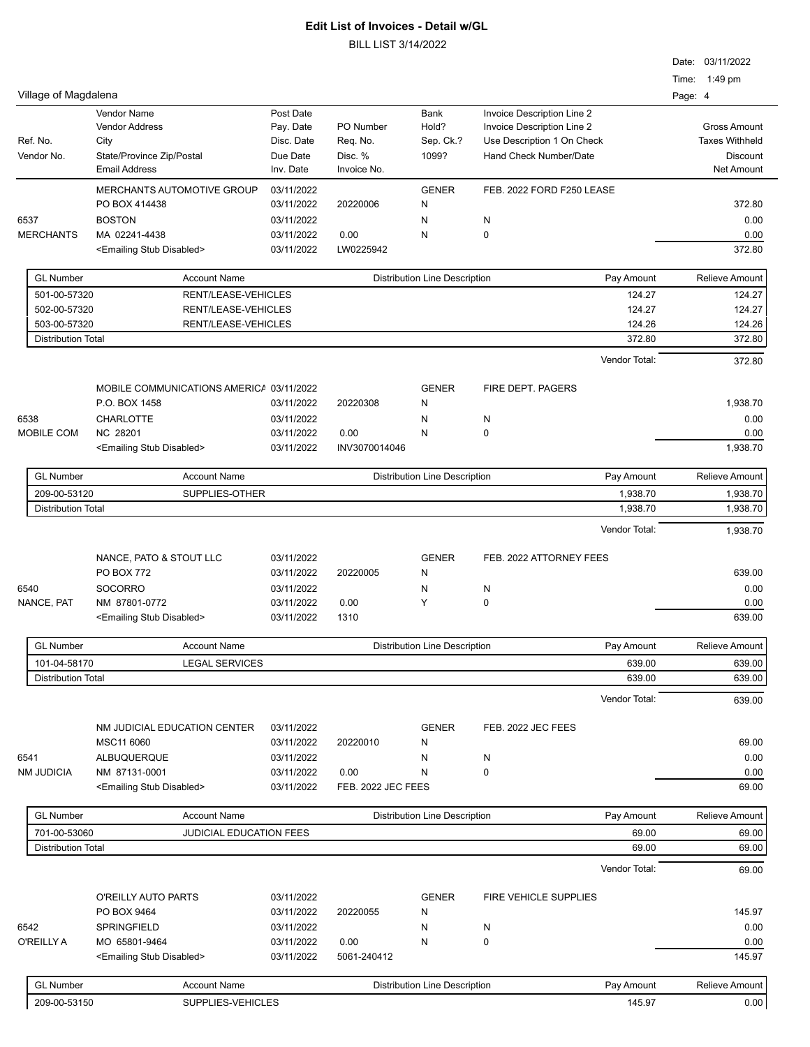# Edit List of Invoices - Detail w/GL

BILL LIST 3/14/2022

Date: 03/11/2022
Time: 1:49 pm

Village of Magdalena

| Ref. No. / Vendor No. | Vendor Name / Vendor Address / City / State/Province Zip/Postal / Email Address | Post Date / Pay. Date / Disc. Date / Due Date / Inv. Date | PO Number / Req. No. / Disc. % / Invoice No. | Bank / Hold? / Sep. Ck.? / 1099? | Invoice Description Line 2 / Invoice Description Line 2 / Use Description 1 On Check / Hand Check Number/Date | Gross Amount / Taxes Withheld / Discount / Net Amount |
|---|---|---|---|---|---|---|

---

MERCHANTS AUTOMOTIVE GROUP | 03/11/2022 | | GENER | FEB. 2022 FORD F250 LEASE
PO BOX 414438 | 03/11/2022 | 20220006 | N | | 372.80
6537 | BOSTON | 03/11/2022 | | N | N | 0.00
MERCHANTS | MA 02241-4438 | 03/11/2022 | 0.00 | N | 0 | 0.00
<Emailing Stub Disabled> | 03/11/2022 | LW0225942 | | | 372.80

| GL Number | Account Name | Distribution Line Description | Pay Amount | Relieve Amount |
|---|---|---|---|---|
| 501-00-57320 | RENT/LEASE-VEHICLES | | 124.27 | 124.27 |
| 502-00-57320 | RENT/LEASE-VEHICLES | | 124.27 | 124.27 |
| 503-00-57320 | RENT/LEASE-VEHICLES | | 124.26 | 124.26 |
| Distribution Total | | | 372.80 | 372.80 |

Vendor Total: 372.80

---

MOBILE COMMUNICATIONS AMERICA | 03/11/2022 | | GENER | FIRE DEPT. PAGERS
P.O. BOX 1458 | 03/11/2022 | 20220308 | N | | 1,938.70
6538 | CHARLOTTE | 03/11/2022 | | N | N | 0.00
MOBILE COM | NC 28201 | 03/11/2022 | 0.00 | N | 0 | 0.00
<Emailing Stub Disabled> | 03/11/2022 | INV3070014046 | | | 1,938.70

| GL Number | Account Name | Distribution Line Description | Pay Amount | Relieve Amount |
|---|---|---|---|---|
| 209-00-53120 | SUPPLIES-OTHER | | 1,938.70 | 1,938.70 |
| Distribution Total | | | 1,938.70 | 1,938.70 |

Vendor Total: 1,938.70

---

NANCE, PATO & STOUT LLC | 03/11/2022 | | GENER | FEB. 2022 ATTORNEY FEES
PO BOX 772 | 03/11/2022 | 20220005 | N | | 639.00
6540 | SOCORRO | 03/11/2022 | | N | N | 0.00
NANCE, PAT | NM 87801-0772 | 03/11/2022 | 0.00 | Y | 0 | 0.00
<Emailing Stub Disabled> | 03/11/2022 | 1310 | | | 639.00

| GL Number | Account Name | Distribution Line Description | Pay Amount | Relieve Amount |
|---|---|---|---|---|
| 101-04-58170 | LEGAL SERVICES | | 639.00 | 639.00 |
| Distribution Total | | | 639.00 | 639.00 |

Vendor Total: 639.00

---

NM JUDICIAL EDUCATION CENTER | 03/11/2022 | | GENER | FEB. 2022 JEC FEES
MSC11 6060 | 03/11/2022 | 20220010 | N | | 69.00
6541 | ALBUQUERQUE | 03/11/2022 | | N | N | 0.00
NM JUDICIA | NM 87131-0001 | 03/11/2022 | 0.00 | N | 0 | 0.00
<Emailing Stub Disabled> | 03/11/2022 | FEB. 2022 JEC FEES | | | 69.00

| GL Number | Account Name | Distribution Line Description | Pay Amount | Relieve Amount |
|---|---|---|---|---|
| 701-00-53060 | JUDICIAL EDUCATION FEES | | 69.00 | 69.00 |
| Distribution Total | | | 69.00 | 69.00 |

Vendor Total: 69.00

---

O'REILLY AUTO PARTS | 03/11/2022 | | GENER | FIRE VEHICLE SUPPLIES
PO BOX 9464 | 03/11/2022 | 20220055 | N | | 145.97
6542 | SPRINGFIELD | 03/11/2022 | | N | N | 0.00
O'REILLY A | MO 65801-9464 | 03/11/2022 | 0.00 | N | 0 | 0.00
<Emailing Stub Disabled> | 03/11/2022 | 5061-240412 | | | 145.97

| GL Number | Account Name | Distribution Line Description | Pay Amount | Relieve Amount |
|---|---|---|---|---|
| 209-00-53150 | SUPPLIES-VEHICLES | | 145.97 | 0.00 |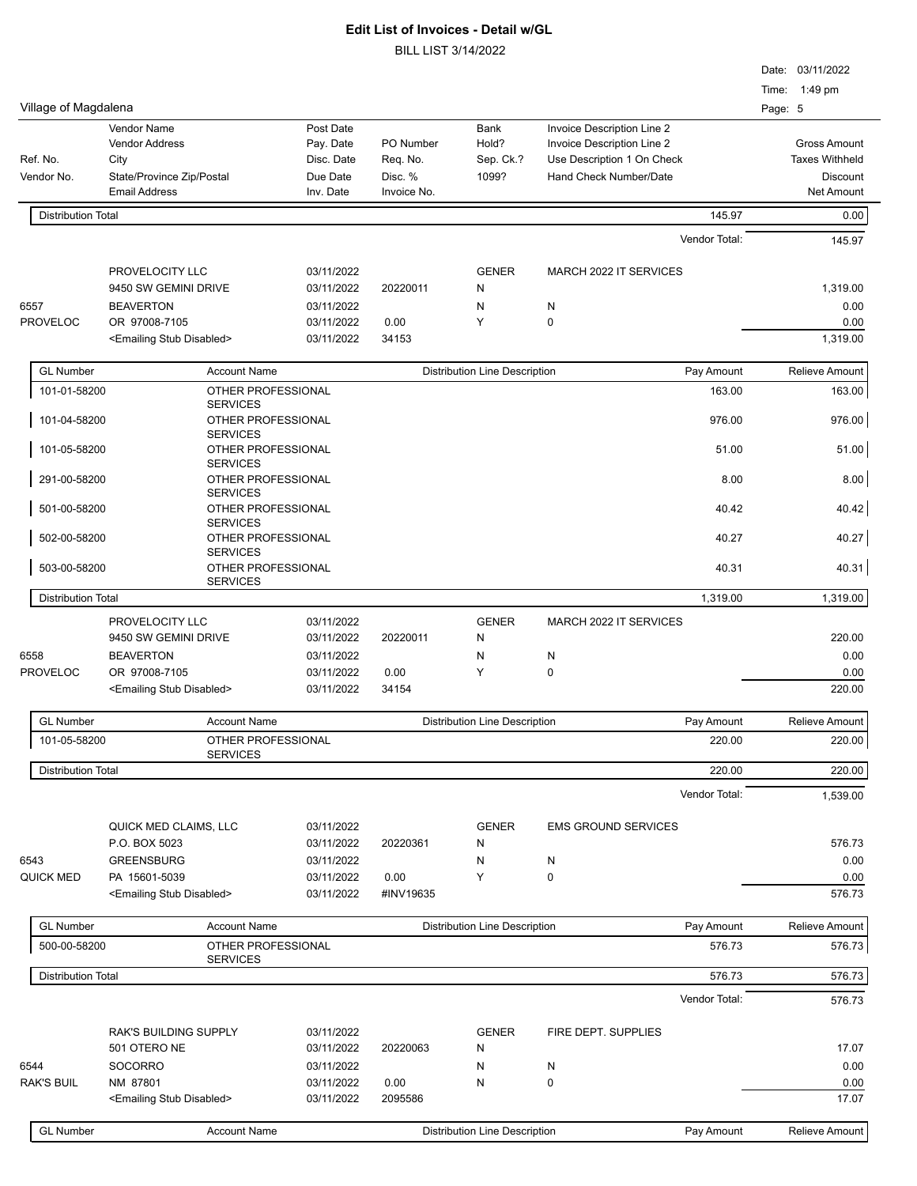# Edit List of Invoices - Detail w/GL

BILL LIST 3/14/2022

Date: 03/11/2022
Time: 1:49 pm

Village of Magdalena

| Ref. No. / Vendor No. | Vendor Name / Vendor Address / City / State/Province Zip/Postal / Email Address | Post Date / Pay. Date / Disc. Date / Due Date / Inv. Date | PO Number / Req. No. / Disc. % / Invoice No. | Bank / Hold? / Sep. Ck.? / 1099? | Invoice Description Line 2 / Invoice Description Line 2 / Use Description 1 On Check / Hand Check Number/Date | Gross Amount / Taxes Withheld / Discount / Net Amount |
|---|---|---|---|---|---|---|

| | | |
|---|---|---|
| Distribution Total | 145.97 | 0.00 |
| | Vendor Total: | 145.97 |

| Ref. No. / Vendor No. | Vendor | Dates | PO / Disc. / Invoice | Bank / Hold / Sep. Ck. / 1099 | Description | Amount |
|---|---|---|---|---|---|---|
| | PROVELOCITY LLC | 03/11/2022 | | GENER | MARCH 2022 IT SERVICES | |
| | 9450 SW GEMINI DRIVE | 03/11/2022 | 20220011 | N | | 1,319.00 |
| 6557 | BEAVERTON | 03/11/2022 | | N | N | 0.00 |
| PROVELOC | OR 97008-7105 | 03/11/2022 | 0.00 | Y | 0 | 0.00 |
| | <Emailing Stub Disabled> | 03/11/2022 | 34153 | | | 1,319.00 |

| GL Number | Account Name | Distribution Line Description | Pay Amount | Relieve Amount |
|---|---|---|---|---|
| 101-01-58200 | OTHER PROFESSIONAL SERVICES | | 163.00 | 163.00 |
| 101-04-58200 | OTHER PROFESSIONAL SERVICES | | 976.00 | 976.00 |
| 101-05-58200 | OTHER PROFESSIONAL SERVICES | | 51.00 | 51.00 |
| 291-00-58200 | OTHER PROFESSIONAL SERVICES | | 8.00 | 8.00 |
| 501-00-58200 | OTHER PROFESSIONAL SERVICES | | 40.42 | 40.42 |
| 502-00-58200 | OTHER PROFESSIONAL SERVICES | | 40.27 | 40.27 |
| 503-00-58200 | OTHER PROFESSIONAL SERVICES | | 40.31 | 40.31 |
| Distribution Total | | | 1,319.00 | 1,319.00 |

| Ref. No. / Vendor No. | Vendor | Dates | PO / Disc. / Invoice | Bank / Hold / Sep. Ck. / 1099 | Description | Amount |
|---|---|---|---|---|---|---|
| | PROVELOCITY LLC | 03/11/2022 | | GENER | MARCH 2022 IT SERVICES | |
| | 9450 SW GEMINI DRIVE | 03/11/2022 | 20220011 | N | | 220.00 |
| 6558 | BEAVERTON | 03/11/2022 | | N | N | 0.00 |
| PROVELOC | OR 97008-7105 | 03/11/2022 | 0.00 | Y | 0 | 0.00 |
| | <Emailing Stub Disabled> | 03/11/2022 | 34154 | | | 220.00 |

| GL Number | Account Name | Distribution Line Description | Pay Amount | Relieve Amount |
|---|---|---|---|---|
| 101-05-58200 | OTHER PROFESSIONAL SERVICES | | 220.00 | 220.00 |
| Distribution Total | | | 220.00 | 220.00 |
| | | | Vendor Total: | 1,539.00 |

| Ref. No. / Vendor No. | Vendor | Dates | PO / Disc. / Invoice | Bank / Hold / Sep. Ck. / 1099 | Description | Amount |
|---|---|---|---|---|---|---|
| | QUICK MED CLAIMS, LLC | 03/11/2022 | | GENER | EMS GROUND SERVICES | |
| | P.O. BOX 5023 | 03/11/2022 | 20220361 | N | | 576.73 |
| 6543 | GREENSBURG | 03/11/2022 | | N | N | 0.00 |
| QUICK MED | PA 15601-5039 | 03/11/2022 | 0.00 | Y | 0 | 0.00 |
| | <Emailing Stub Disabled> | 03/11/2022 | #INV19635 | | | 576.73 |

| GL Number | Account Name | Distribution Line Description | Pay Amount | Relieve Amount |
|---|---|---|---|---|
| 500-00-58200 | OTHER PROFESSIONAL SERVICES | | 576.73 | 576.73 |
| Distribution Total | | | 576.73 | 576.73 |
| | | | Vendor Total: | 576.73 |

| Ref. No. / Vendor No. | Vendor | Dates | PO / Disc. / Invoice | Bank / Hold / Sep. Ck. / 1099 | Description | Amount |
|---|---|---|---|---|---|---|
| | RAK'S BUILDING SUPPLY | 03/11/2022 | | GENER | FIRE DEPT. SUPPLIES | |
| | 501 OTERO NE | 03/11/2022 | 20220063 | N | | 17.07 |
| 6544 | SOCORRO | 03/11/2022 | | N | N | 0.00 |
| RAK'S BUIL | NM 87801 | 03/11/2022 | 0.00 | N | 0 | 0.00 |
| | <Emailing Stub Disabled> | 03/11/2022 | 2095586 | | | 17.07 |

| GL Number | Account Name | Distribution Line Description | Pay Amount | Relieve Amount |
|---|---|---|---|---|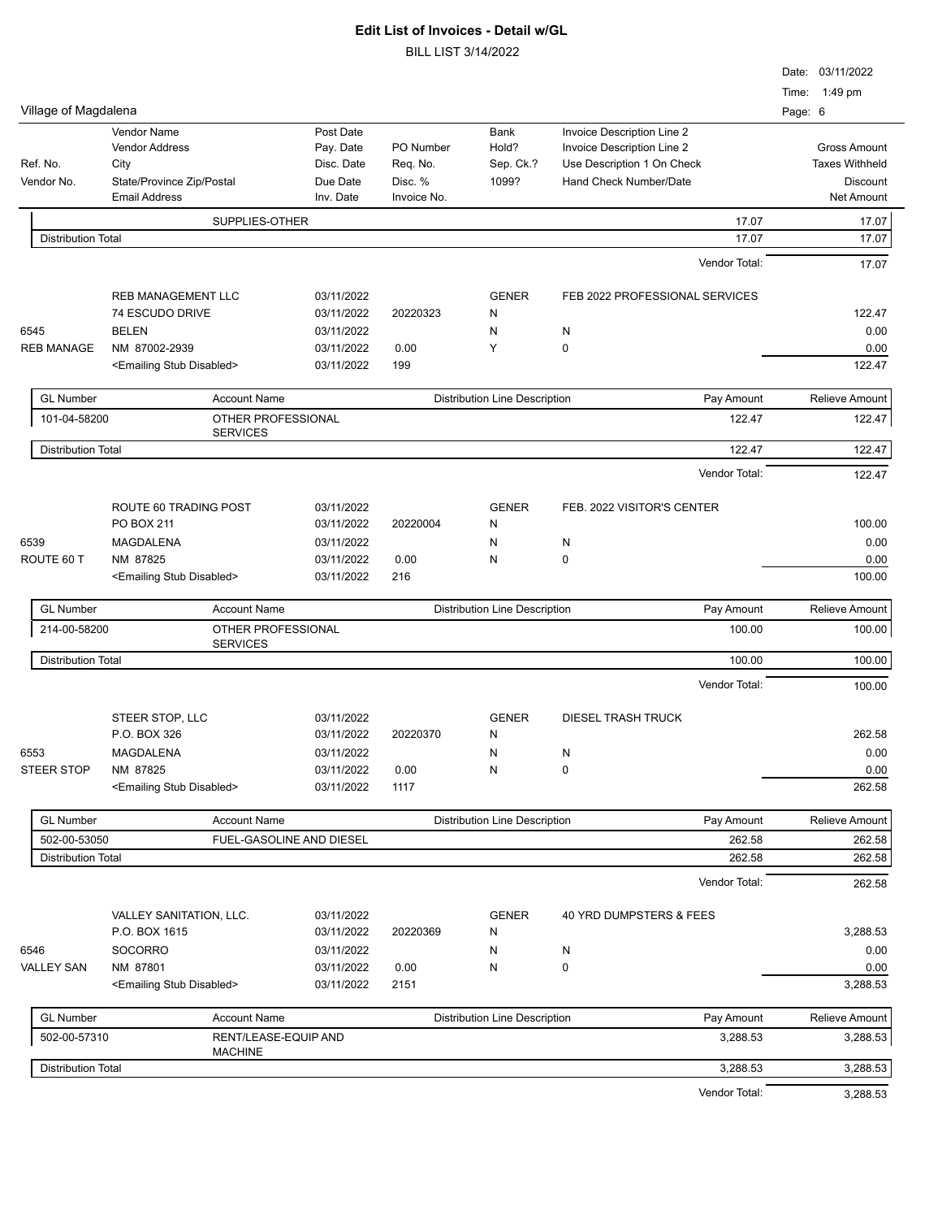# Edit List of Invoices - Detail w/GL

BILL LIST 3/14/2022

Date: 03/11/2022
Time: 1:49 pm

Village of Magdalena

| Ref. No. / Vendor No. | Vendor Name / Vendor Address / City / State/Province Zip/Postal / Email Address | Post Date / Pay. Date / Disc. Date / Due Date / Inv. Date | PO Number / Req. No. / Disc. % / Invoice No. | Bank / Hold? / Sep. Ck.? / 1099? | Invoice Description Line 2 / Invoice Description Line 2 / Use Description 1 On Check / Hand Check Number/Date | | Gross Amount / Taxes Withheld / Discount / Net Amount |
|---|---|---|---|---|---|---|---|

| | SUPPLIES-OTHER | | | 17.07 | 17.07 |
|---|---|---|---|---|---|
| Distribution Total | | | | 17.07 | 17.07 |
| | | | | Vendor Total: | 17.07 |

| | | | | | | |
|---|---|---|---|---|---|---|
| | REB MANAGEMENT LLC | 03/11/2022 | | GENER | FEB 2022 PROFESSIONAL SERVICES | |
| | 74 ESCUDO DRIVE | 03/11/2022 | 20220323 | N | | 122.47 |
| 6545 | BELEN | 03/11/2022 | | N | N | 0.00 |
| REB MANAGE | NM 87002-2939 | 03/11/2022 | 0.00 | Y | 0 | 0.00 |
| | <Emailing Stub Disabled> | 03/11/2022 | 199 | | | 122.47 |

| GL Number | Account Name | Distribution Line Description | Pay Amount | Relieve Amount |
|---|---|---|---|---|
| 101-04-58200 | OTHER PROFESSIONAL SERVICES | | 122.47 | 122.47 |
| Distribution Total | | | 122.47 | 122.47 |
| | | | Vendor Total: | 122.47 |

| | | | | | | |
|---|---|---|---|---|---|---|
| | ROUTE 60 TRADING POST | 03/11/2022 | | GENER | FEB. 2022 VISITOR'S CENTER | |
| | PO BOX 211 | 03/11/2022 | 20220004 | N | | 100.00 |
| 6539 | MAGDALENA | 03/11/2022 | | N | N | 0.00 |
| ROUTE 60 T | NM 87825 | 03/11/2022 | 0.00 | N | 0 | 0.00 |
| | <Emailing Stub Disabled> | 03/11/2022 | 216 | | | 100.00 |

| GL Number | Account Name | Distribution Line Description | Pay Amount | Relieve Amount |
|---|---|---|---|---|
| 214-00-58200 | OTHER PROFESSIONAL SERVICES | | 100.00 | 100.00 |
| Distribution Total | | | 100.00 | 100.00 |
| | | | Vendor Total: | 100.00 |

| | | | | | | |
|---|---|---|---|---|---|---|
| | STEER STOP, LLC | 03/11/2022 | | GENER | DIESEL TRASH TRUCK | |
| | P.O. BOX 326 | 03/11/2022 | 20220370 | N | | 262.58 |
| 6553 | MAGDALENA | 03/11/2022 | | N | N | 0.00 |
| STEER STOP | NM 87825 | 03/11/2022 | 0.00 | N | 0 | 0.00 |
| | <Emailing Stub Disabled> | 03/11/2022 | 1117 | | | 262.58 |

| GL Number | Account Name | Distribution Line Description | Pay Amount | Relieve Amount |
|---|---|---|---|---|
| 502-00-53050 | FUEL-GASOLINE AND DIESEL | | 262.58 | 262.58 |
| Distribution Total | | | 262.58 | 262.58 |
| | | | Vendor Total: | 262.58 |

| | | | | | | |
|---|---|---|---|---|---|---|
| | VALLEY SANITATION, LLC. | 03/11/2022 | | GENER | 40 YRD DUMPSTERS & FEES | |
| | P.O. BOX 1615 | 03/11/2022 | 20220369 | N | | 3,288.53 |
| 6546 | SOCORRO | 03/11/2022 | | N | N | 0.00 |
| VALLEY SAN | NM 87801 | 03/11/2022 | 0.00 | N | 0 | 0.00 |
| | <Emailing Stub Disabled> | 03/11/2022 | 2151 | | | 3,288.53 |

| GL Number | Account Name | Distribution Line Description | Pay Amount | Relieve Amount |
|---|---|---|---|---|
| 502-00-57310 | RENT/LEASE-EQUIP AND MACHINE | | 3,288.53 | 3,288.53 |
| Distribution Total | | | 3,288.53 | 3,288.53 |
| | | | Vendor Total: | 3,288.53 |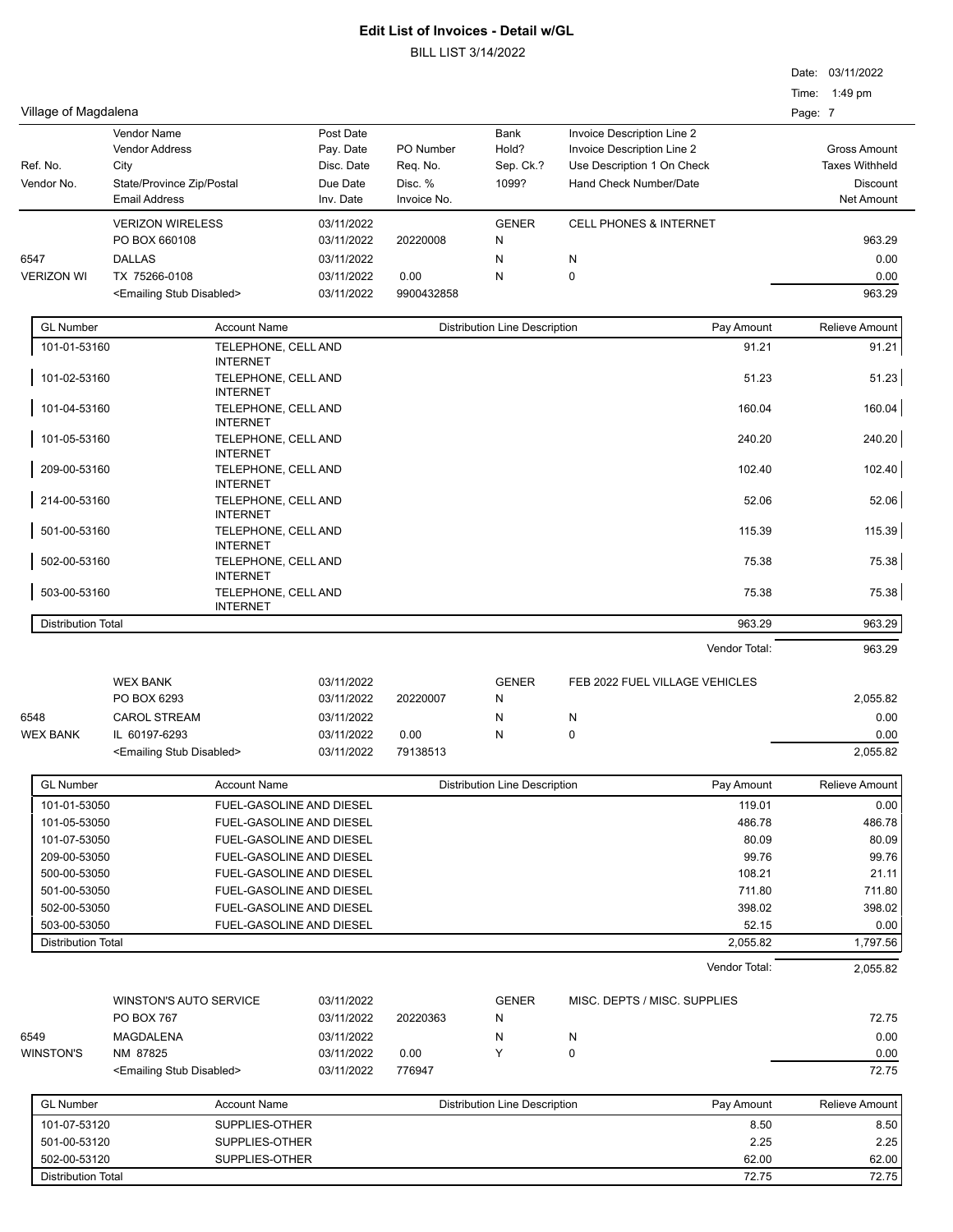# Edit List of Invoices - Detail w/GL

BILL LIST 3/14/2022

Date: 03/11/2022
Time: 1:49 pm

Village of Magdalena

| Ref. No. / Vendor No. | Vendor Name / Vendor Address / City / State/Province Zip/Postal / Email Address | Post Date / Pay. Date / Disc. Date / Due Date / Inv. Date | PO Number / Req. No. / Disc. % / Invoice No. | Bank / Hold? / Sep. Ck.? / 1099? | Invoice Description Line 2 / Invoice Description Line 2 / Use Description 1 On Check / Hand Check Number/Date | Gross Amount / Taxes Withheld / Discount / Net Amount |
|---|---|---|---|---|---|---|
| | VERIZON WIRELESS | 03/11/2022 | | GENER | CELL PHONES & INTERNET | |
| | PO BOX 660108 | 03/11/2022 | 20220008 | N | | 963.29 |
| 6547 | DALLAS | 03/11/2022 | | N | N | 0.00 |
| VERIZON WI | TX 75266-0108 | 03/11/2022 | 0.00 | N | 0 | 0.00 |
| | <Emailing Stub Disabled> | 03/11/2022 | 9900432858 | | | 963.29 |

| GL Number | Account Name | Distribution Line Description | Pay Amount | Relieve Amount |
|---|---|---|---|---|
| 101-01-53160 | TELEPHONE, CELL AND INTERNET | | 91.21 | 91.21 |
| 101-02-53160 | TELEPHONE, CELL AND INTERNET | | 51.23 | 51.23 |
| 101-04-53160 | TELEPHONE, CELL AND INTERNET | | 160.04 | 160.04 |
| 101-05-53160 | TELEPHONE, CELL AND INTERNET | | 240.20 | 240.20 |
| 209-00-53160 | TELEPHONE, CELL AND INTERNET | | 102.40 | 102.40 |
| 214-00-53160 | TELEPHONE, CELL AND INTERNET | | 52.06 | 52.06 |
| 501-00-53160 | TELEPHONE, CELL AND INTERNET | | 115.39 | 115.39 |
| 502-00-53160 | TELEPHONE, CELL AND INTERNET | | 75.38 | 75.38 |
| 503-00-53160 | TELEPHONE, CELL AND INTERNET | | 75.38 | 75.38 |
| Distribution Total | | | 963.29 | 963.29 |

Vendor Total: 963.29

| Ref. No. / Vendor No. | Vendor Name / Vendor Address / City / State/Province Zip/Postal / Email Address | Post Date / Pay. Date / Disc. Date / Due Date / Inv. Date | PO Number / Req. No. / Disc. % / Invoice No. | Bank / Hold? / Sep. Ck.? / 1099? | Invoice Description Line 2 / Invoice Description Line 2 / Use Description 1 On Check / Hand Check Number/Date | Gross Amount / Taxes Withheld / Discount / Net Amount |
|---|---|---|---|---|---|---|
| | WEX BANK | 03/11/2022 | | GENER | FEB 2022 FUEL VILLAGE VEHICLES | |
| | PO BOX 6293 | 03/11/2022 | 20220007 | N | | 2,055.82 |
| 6548 | CAROL STREAM | 03/11/2022 | | N | N | 0.00 |
| WEX BANK | IL 60197-6293 | 03/11/2022 | 0.00 | N | 0 | 0.00 |
| | <Emailing Stub Disabled> | 03/11/2022 | 79138513 | | | 2,055.82 |

| GL Number | Account Name | Distribution Line Description | Pay Amount | Relieve Amount |
|---|---|---|---|---|
| 101-01-53050 | FUEL-GASOLINE AND DIESEL | | 119.01 | 0.00 |
| 101-05-53050 | FUEL-GASOLINE AND DIESEL | | 486.78 | 486.78 |
| 101-07-53050 | FUEL-GASOLINE AND DIESEL | | 80.09 | 80.09 |
| 209-00-53050 | FUEL-GASOLINE AND DIESEL | | 99.76 | 99.76 |
| 500-00-53050 | FUEL-GASOLINE AND DIESEL | | 108.21 | 21.11 |
| 501-00-53050 | FUEL-GASOLINE AND DIESEL | | 711.80 | 711.80 |
| 502-00-53050 | FUEL-GASOLINE AND DIESEL | | 398.02 | 398.02 |
| 503-00-53050 | FUEL-GASOLINE AND DIESEL | | 52.15 | 0.00 |
| Distribution Total | | | 2,055.82 | 1,797.56 |

Vendor Total: 2,055.82

| Ref. No. / Vendor No. | Vendor Name / Vendor Address / City / State/Province Zip/Postal / Email Address | Post Date / Pay. Date / Disc. Date / Due Date / Inv. Date | PO Number / Req. No. / Disc. % / Invoice No. | Bank / Hold? / Sep. Ck.? / 1099? | Invoice Description Line 2 / Invoice Description Line 2 / Use Description 1 On Check / Hand Check Number/Date | Gross Amount / Taxes Withheld / Discount / Net Amount |
|---|---|---|---|---|---|---|
| | WINSTON'S AUTO SERVICE | 03/11/2022 | | GENER | MISC. DEPTS / MISC. SUPPLIES | |
| | PO BOX 767 | 03/11/2022 | 20220363 | N | | 72.75 |
| 6549 | MAGDALENA | 03/11/2022 | | N | N | 0.00 |
| WINSTON'S | NM 87825 | 03/11/2022 | 0.00 | Y | 0 | 0.00 |
| | <Emailing Stub Disabled> | 03/11/2022 | 776947 | | | 72.75 |

| GL Number | Account Name | Distribution Line Description | Pay Amount | Relieve Amount |
|---|---|---|---|---|
| 101-07-53120 | SUPPLIES-OTHER | | 8.50 | 8.50 |
| 501-00-53120 | SUPPLIES-OTHER | | 2.25 | 2.25 |
| 502-00-53120 | SUPPLIES-OTHER | | 62.00 | 62.00 |
| Distribution Total | | | 72.75 | 72.75 |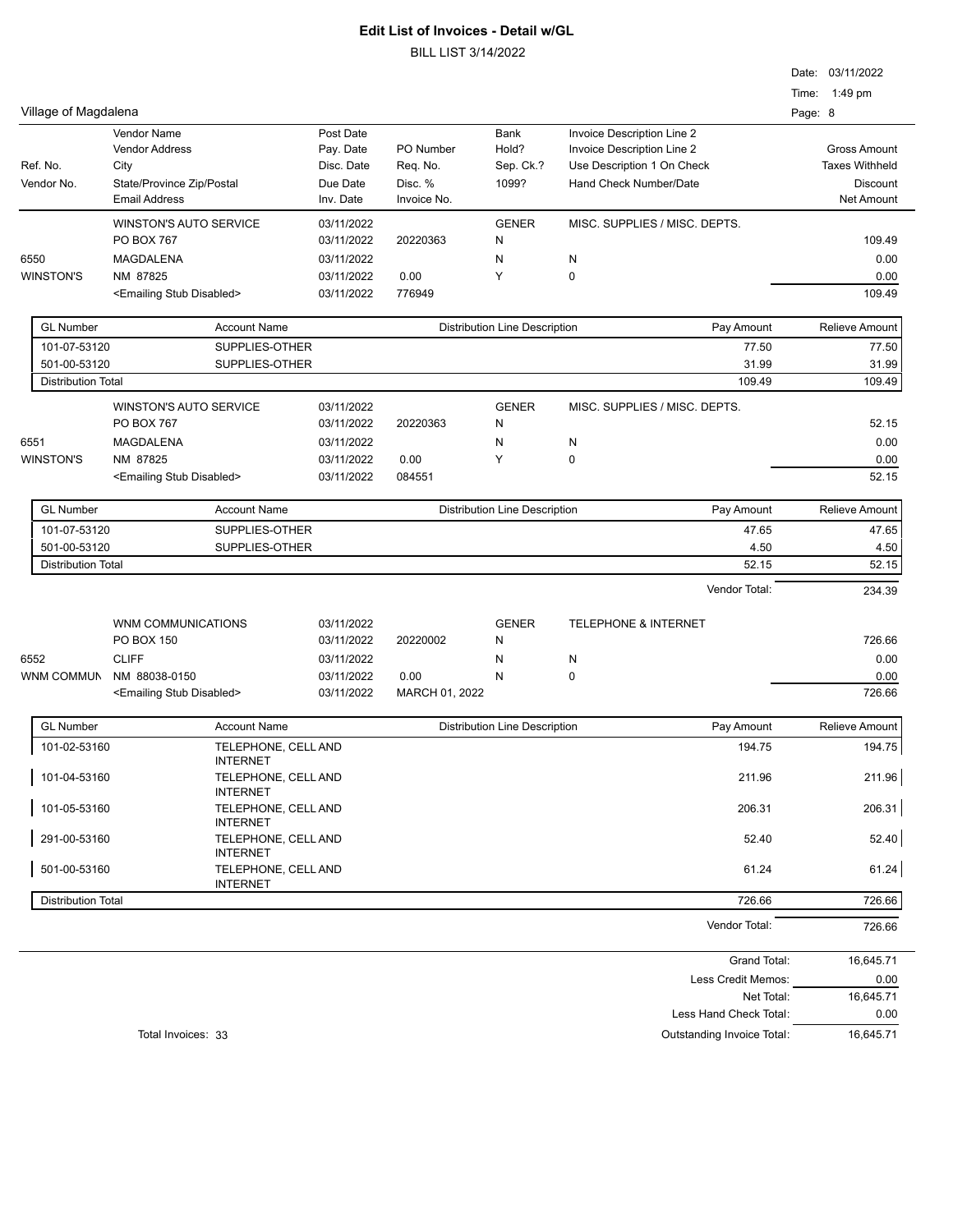# Edit List of Invoices - Detail w/GL

BILL LIST 3/14/2022

Date: 03/11/2022
Time: 1:49 pm

Village of Magdalena

| Ref. No. / Vendor No. | Vendor Name / Vendor Address / City / State/Province Zip/Postal / Email Address | Post Date / Pay. Date / Disc. Date / Due Date / Inv. Date | PO Number / Req. No. / Disc. % / Invoice No. | Bank / Hold? / Sep. Ck.? / 1099? | Invoice Description Line 2 / Invoice Description Line 2 / Use Description 1 On Check / Hand Check Number/Date | Gross Amount / Taxes Withheld / Discount / Net Amount |
|---|---|---|---|---|---|---|
| 6550 WINSTON'S | WINSTON'S AUTO SERVICE, PO BOX 767, MAGDALENA, NM 87825, <Emailing Stub Disabled> | 03/11/2022, 03/11/2022, 03/11/2022, 03/11/2022, 03/11/2022 | 20220363, 0.00, 776949 | GENER, N, N, Y | MISC. SUPPLIES / MISC. DEPTS., N, 0 | 109.49, 0.00, 0.00, 109.49 |

| GL Number | Account Name | Distribution Line Description | Pay Amount | Relieve Amount |
|---|---|---|---|---|
| 101-07-53120 | SUPPLIES-OTHER | | 77.50 | 77.50 |
| 501-00-53120 | SUPPLIES-OTHER | | 31.99 | 31.99 |
| Distribution Total | | | 109.49 | 109.49 |

| Ref. No. / Vendor No. | Vendor | Dates | PO / Invoice No. | Bank / Hold? / Sep. Ck.? / 1099? | Description | Amounts |
|---|---|---|---|---|---|---|
| 6551 WINSTON'S | WINSTON'S AUTO SERVICE, PO BOX 767, MAGDALENA, NM 87825, <Emailing Stub Disabled> | 03/11/2022, 03/11/2022, 03/11/2022, 03/11/2022, 03/11/2022 | 20220363, 0.00, 084551 | GENER, N, N, Y | MISC. SUPPLIES / MISC. DEPTS., N, 0 | 52.15, 0.00, 0.00, 52.15 |

| GL Number | Account Name | Distribution Line Description | Pay Amount | Relieve Amount |
|---|---|---|---|---|
| 101-07-53120 | SUPPLIES-OTHER | | 47.65 | 47.65 |
| 501-00-53120 | SUPPLIES-OTHER | | 4.50 | 4.50 |
| Distribution Total | | | 52.15 | 52.15 |

Vendor Total: 234.39

| Ref. No. / Vendor No. | Vendor | Dates | PO / Invoice No. | Bank / Hold? / Sep. Ck.? / 1099? | Description | Amounts |
|---|---|---|---|---|---|---|
| 6552 WNM COMMUN | WNM COMMUNICATIONS, PO BOX 150, CLIFF, NM 88038-0150, <Emailing Stub Disabled> | 03/11/2022, 03/11/2022, 03/11/2022, 03/11/2022, 03/11/2022 | 20220002, 0.00, MARCH 01, 2022 | GENER, N, N, N | TELEPHONE & INTERNET, N, 0 | 726.66, 0.00, 0.00, 726.66 |

| GL Number | Account Name | Distribution Line Description | Pay Amount | Relieve Amount |
|---|---|---|---|---|
| 101-02-53160 | TELEPHONE, CELL AND INTERNET | | 194.75 | 194.75 |
| 101-04-53160 | TELEPHONE, CELL AND INTERNET | | 211.96 | 211.96 |
| 101-05-53160 | TELEPHONE, CELL AND INTERNET | | 206.31 | 206.31 |
| 291-00-53160 | TELEPHONE, CELL AND INTERNET | | 52.40 | 52.40 |
| 501-00-53160 | TELEPHONE, CELL AND INTERNET | | 61.24 | 61.24 |
| Distribution Total | | | 726.66 | 726.66 |

Vendor Total: 726.66

| | |
|---|---|
| Grand Total: | 16,645.71 |
| Less Credit Memos: | 0.00 |
| Net Total: | 16,645.71 |
| Less Hand Check Total: | 0.00 |
| Outstanding Invoice Total: | 16,645.71 |

Total Invoices: 33